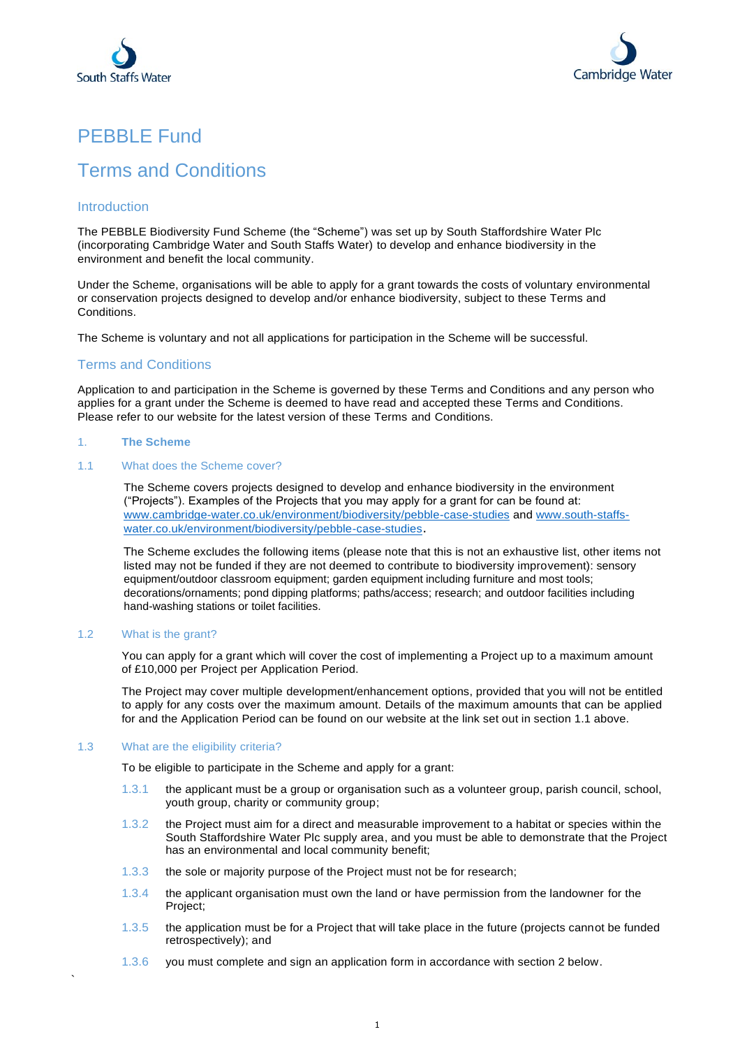South Staffs Water

Cambridge Water

# PEBBLE Fund

# Terms and Conditions

## Introduction

The PEBBLE Biodiversity Fund Scheme (the "Scheme") was set up by South Staffordshire Water Plc (incorporating Cambridge Water and South Staffs Water) to develop and enhance biodiversity in the environment and benefit the local community.

Under the Scheme, organisations will be able to apply for a grant towards the costs of voluntary environmental or conservation projects designed to develop and/or enhance biodiversity, subject to these Terms and Conditions.

The Scheme is voluntary and not all applications for participation in the Scheme will be successful.

## Terms and Conditions

Application to and participation in the Scheme is governed by these Terms and Conditions and any person who applies for a grant under the Scheme is deemed to have read and accepted these Terms and Conditions. Please refer to our website for the latest version of these Terms and Conditions.

### 1. **The Scheme**

#### 1.1 What does the Scheme cover?

The Scheme covers projects designed to develop and enhance biodiversity in the environment ("Projects"). Examples of the Projects that you may apply for a grant for can be found at: www.cambridge-water.co.uk/environment/biodiversity/pebble-case-studies and www.south-staffs-water.co.uk/environment/biodiversity/pebble-case-studies.

The Scheme excludes the following items (please note that this is not an exhaustive list, other items not listed may not be funded if they are not deemed to contribute to biodiversity improvement): sensory equipment/outdoor classroom equipment; garden equipment including furniture and most tools; decorations/ornaments; pond dipping platforms; paths/access; research; and outdoor facilities including hand-washing stations or toilet facilities.

#### 1.2 What is the grant?

You can apply for a grant which will cover the cost of implementing a Project up to a maximum amount of £10,000 per Project per Application Period.

The Project may cover multiple development/enhancement options, provided that you will not be entitled to apply for any costs over the maximum amount. Details of the maximum amounts that can be applied for and the Application Period can be found on our website at the link set out in section 1.1 above.

#### 1.3 What are the eligibility criteria?

To be eligible to participate in the Scheme and apply for a grant:

1.3.1 the applicant must be a group or organisation such as a volunteer group, parish council, school, youth group, charity or community group;

1.3.2 the Project must aim for a direct and measurable improvement to a habitat or species within the South Staffordshire Water Plc supply area, and you must be able to demonstrate that the Project has an environmental and local community benefit;

1.3.3 the sole or majority purpose of the Project must not be for research;

1.3.4 the applicant organisation must own the land or have permission from the landowner for the Project;

1.3.5 the application must be for a Project that will take place in the future (projects cannot be funded retrospectively); and

1.3.6 you must complete and sign an application form in accordance with section 2 below.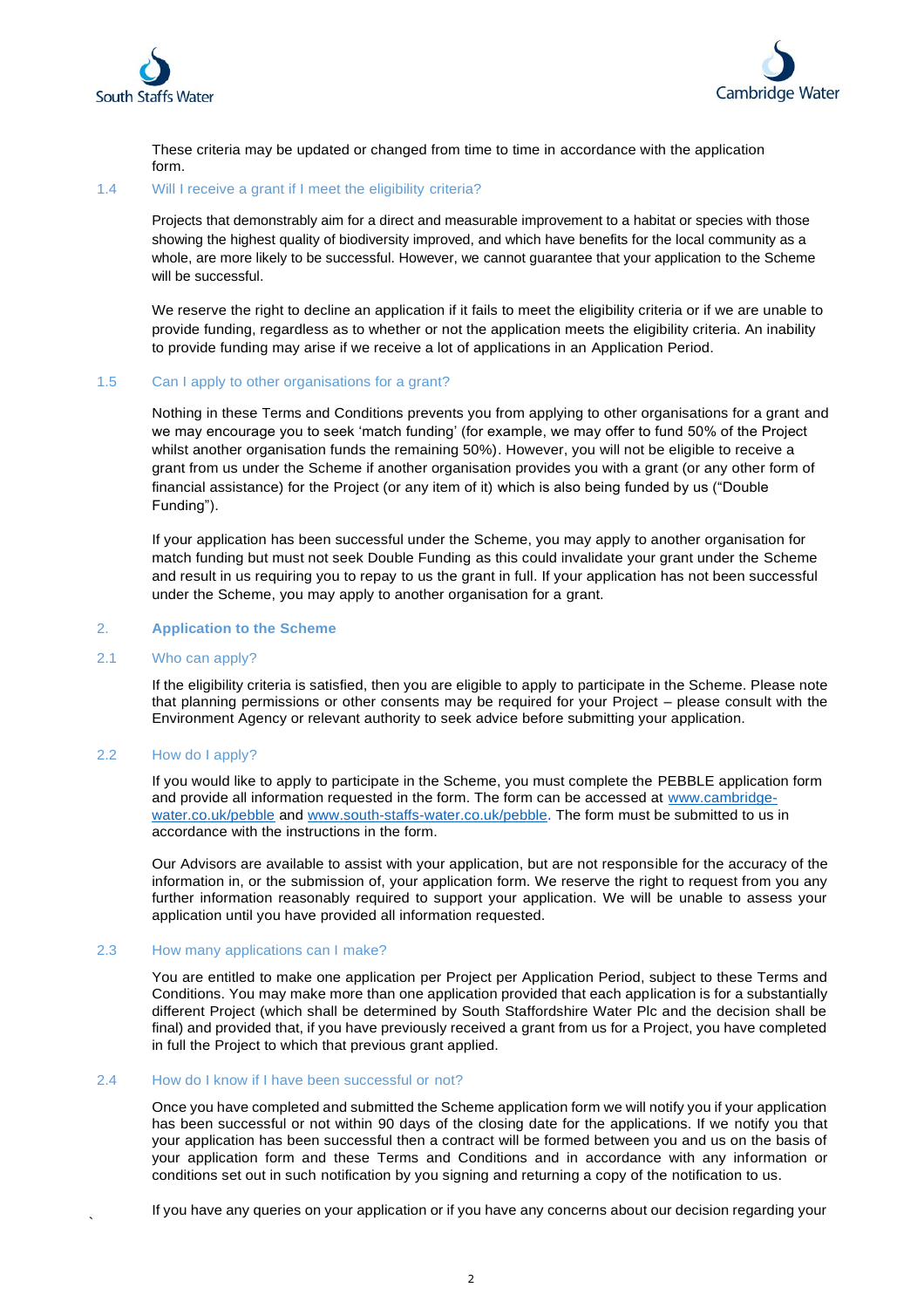These criteria may be updated or changed from time to time in accordance with the application form.

### 1.4 Will I receive a grant if I meet the eligibility criteria?

Projects that demonstrably aim for a direct and measurable improvement to a habitat or species with those showing the highest quality of biodiversity improved, and which have benefits for the local community as a whole, are more likely to be successful. However, we cannot guarantee that your application to the Scheme will be successful.

We reserve the right to decline an application if it fails to meet the eligibility criteria or if we are unable to provide funding, regardless as to whether or not the application meets the eligibility criteria. An inability to provide funding may arise if we receive a lot of applications in an Application Period.

### 1.5 Can I apply to other organisations for a grant?

Nothing in these Terms and Conditions prevents you from applying to other organisations for a grant and we may encourage you to seek 'match funding' (for example, we may offer to fund 50% of the Project whilst another organisation funds the remaining 50%). However, you will not be eligible to receive a grant from us under the Scheme if another organisation provides you with a grant (or any other form of financial assistance) for the Project (or any item of it) which is also being funded by us ("Double Funding").

If your application has been successful under the Scheme, you may apply to another organisation for match funding but must not seek Double Funding as this could invalidate your grant under the Scheme and result in us requiring you to repay to us the grant in full. If your application has not been successful under the Scheme, you may apply to another organisation for a grant.

## 2. Application to the Scheme

### 2.1 Who can apply?

If the eligibility criteria is satisfied, then you are eligible to apply to participate in the Scheme. Please note that planning permissions or other consents may be required for your Project – please consult with the Environment Agency or relevant authority to seek advice before submitting your application.

### 2.2 How do I apply?

If you would like to apply to participate in the Scheme, you must complete the PEBBLE application form and provide all information requested in the form. The form can be accessed at [www.cambridge-water.co.uk/pebble](www.cambridge-water.co.uk/pebble) and [www.south-staffs-water.co.uk/pebble](www.south-staffs-water.co.uk/pebble). The form must be submitted to us in accordance with the instructions in the form.

Our Advisors are available to assist with your application, but are not responsible for the accuracy of the information in, or the submission of, your application form. We reserve the right to request from you any further information reasonably required to support your application. We will be unable to assess your application until you have provided all information requested.

### 2.3 How many applications can I make?

You are entitled to make one application per Project per Application Period, subject to these Terms and Conditions. You may make more than one application provided that each application is for a substantially different Project (which shall be determined by South Staffordshire Water Plc and the decision shall be final) and provided that, if you have previously received a grant from us for a Project, you have completed in full the Project to which that previous grant applied.

### 2.4 How do I know if I have been successful or not?

Once you have completed and submitted the Scheme application form we will notify you if your application has been successful or not within 90 days of the closing date for the applications. If we notify you that your application has been successful then a contract will be formed between you and us on the basis of your application form and these Terms and Conditions and in accordance with any information or conditions set out in such notification by you signing and returning a copy of the notification to us.

If you have any queries on your application or if you have any concerns about our decision regarding your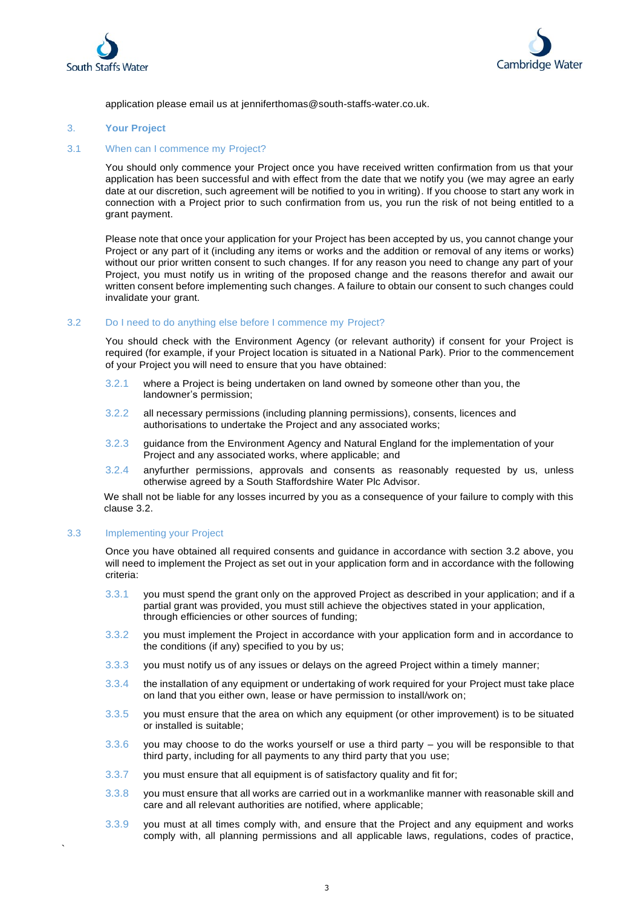application please email us at jenniferthomas@south-staffs-water.co.uk.

## 3. Your Project

### 3.1 When can I commence my Project?

You should only commence your Project once you have received written confirmation from us that your application has been successful and with effect from the date that we notify you (we may agree an early date at our discretion, such agreement will be notified to you in writing). If you choose to start any work in connection with a Project prior to such confirmation from us, you run the risk of not being entitled to a grant payment.

Please note that once your application for your Project has been accepted by us, you cannot change your Project or any part of it (including any items or works and the addition or removal of any items or works) without our prior written consent to such changes. If for any reason you need to change any part of your Project, you must notify us in writing of the proposed change and the reasons therefor and await our written consent before implementing such changes. A failure to obtain our consent to such changes could invalidate your grant.

### 3.2 Do I need to do anything else before I commence my Project?

You should check with the Environment Agency (or relevant authority) if consent for your Project is required (for example, if your Project location is situated in a National Park). Prior to the commencement of your Project you will need to ensure that you have obtained:

3.2.1 where a Project is being undertaken on land owned by someone other than you, the landowner's permission;

3.2.2 all necessary permissions (including planning permissions), consents, licences and authorisations to undertake the Project and any associated works;

3.2.3 guidance from the Environment Agency and Natural England for the implementation of your Project and any associated works, where applicable; and

3.2.4 anyfurther permissions, approvals and consents as reasonably requested by us, unless otherwise agreed by a South Staffordshire Water Plc Advisor.

We shall not be liable for any losses incurred by you as a consequence of your failure to comply with this clause 3.2.

### 3.3 Implementing your Project

Once you have obtained all required consents and guidance in accordance with section 3.2 above, you will need to implement the Project as set out in your application form and in accordance with the following criteria:

3.3.1 you must spend the grant only on the approved Project as described in your application; and if a partial grant was provided, you must still achieve the objectives stated in your application, through efficiencies or other sources of funding;

3.3.2 you must implement the Project in accordance with your application form and in accordance to the conditions (if any) specified to you by us;

3.3.3 you must notify us of any issues or delays on the agreed Project within a timely manner;

3.3.4 the installation of any equipment or undertaking of work required for your Project must take place on land that you either own, lease or have permission to install/work on;

3.3.5 you must ensure that the area on which any equipment (or other improvement) is to be situated or installed is suitable;

3.3.6 you may choose to do the works yourself or use a third party – you will be responsible to that third party, including for all payments to any third party that you use;

3.3.7 you must ensure that all equipment is of satisfactory quality and fit for;

3.3.8 you must ensure that all works are carried out in a workmanlike manner with reasonable skill and care and all relevant authorities are notified, where applicable;

3.3.9 you must at all times comply with, and ensure that the Project and any equipment and works comply with, all planning permissions and all applicable laws, regulations, codes of practice,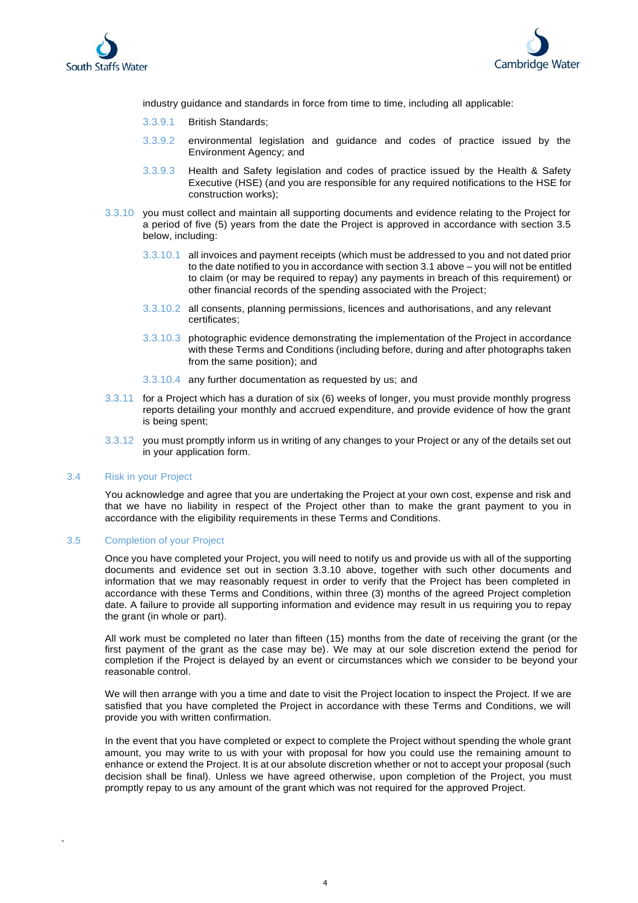industry guidance and standards in force from time to time, including all applicable:

3.3.9.1 British Standards;

3.3.9.2 environmental legislation and guidance and codes of practice issued by the Environment Agency; and

3.3.9.3 Health and Safety legislation and codes of practice issued by the Health & Safety Executive (HSE) (and you are responsible for any required notifications to the HSE for construction works);

3.3.10 you must collect and maintain all supporting documents and evidence relating to the Project for a period of five (5) years from the date the Project is approved in accordance with section 3.5 below, including:

3.3.10.1 all invoices and payment receipts (which must be addressed to you and not dated prior to the date notified to you in accordance with section 3.1 above – you will not be entitled to claim (or may be required to repay) any payments in breach of this requirement) or other financial records of the spending associated with the Project;

3.3.10.2 all consents, planning permissions, licences and authorisations, and any relevant certificates;

3.3.10.3 photographic evidence demonstrating the implementation of the Project in accordance with these Terms and Conditions (including before, during and after photographs taken from the same position); and

3.3.10.4 any further documentation as requested by us; and

3.3.11 for a Project which has a duration of six (6) weeks of longer, you must provide monthly progress reports detailing your monthly and accrued expenditure, and provide evidence of how the grant is being spent;

3.3.12 you must promptly inform us in writing of any changes to your Project or any of the details set out in your application form.

## 3.4 Risk in your Project

You acknowledge and agree that you are undertaking the Project at your own cost, expense and risk and that we have no liability in respect of the Project other than to make the grant payment to you in accordance with the eligibility requirements in these Terms and Conditions.

## 3.5 Completion of your Project

Once you have completed your Project, you will need to notify us and provide us with all of the supporting documents and evidence set out in section 3.3.10 above, together with such other documents and information that we may reasonably request in order to verify that the Project has been completed in accordance with these Terms and Conditions, within three (3) months of the agreed Project completion date. A failure to provide all supporting information and evidence may result in us requiring you to repay the grant (in whole or part).

All work must be completed no later than fifteen (15) months from the date of receiving the grant (or the first payment of the grant as the case may be). We may at our sole discretion extend the period for completion if the Project is delayed by an event or circumstances which we consider to be beyond your reasonable control.

We will then arrange with you a time and date to visit the Project location to inspect the Project. If we are satisfied that you have completed the Project in accordance with these Terms and Conditions, we will provide you with written confirmation.

In the event that you have completed or expect to complete the Project without spending the whole grant amount, you may write to us with your with proposal for how you could use the remaining amount to enhance or extend the Project. It is at our absolute discretion whether or not to accept your proposal (such decision shall be final). Unless we have agreed otherwise, upon completion of the Project, you must promptly repay to us any amount of the grant which was not required for the approved Project.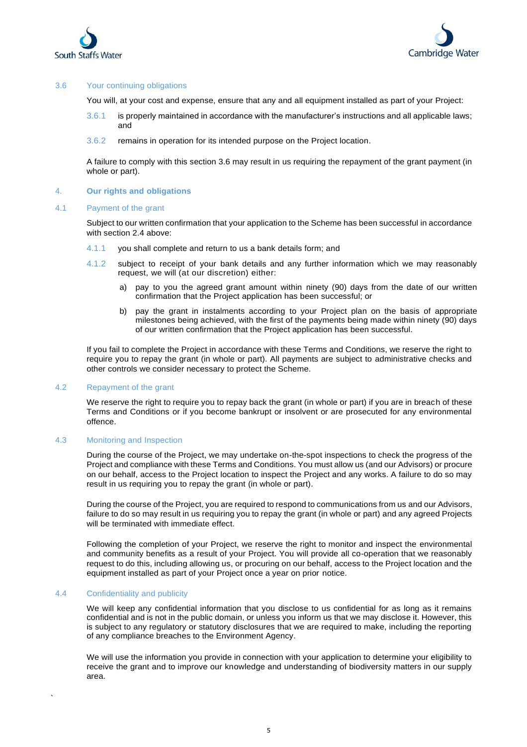### 3.6 Your continuing obligations

You will, at your cost and expense, ensure that any and all equipment installed as part of your Project:

3.6.1 is properly maintained in accordance with the manufacturer's instructions and all applicable laws; and

3.6.2 remains in operation for its intended purpose on the Project location.

A failure to comply with this section 3.6 may result in us requiring the repayment of the grant payment (in whole or part).

## 4. Our rights and obligations

### 4.1 Payment of the grant

Subject to our written confirmation that your application to the Scheme has been successful in accordance with section 2.4 above:

4.1.1 you shall complete and return to us a bank details form; and

4.1.2 subject to receipt of your bank details and any further information which we may reasonably request, we will (at our discretion) either:

a) pay to you the agreed grant amount within ninety (90) days from the date of our written confirmation that the Project application has been successful; or

b) pay the grant in instalments according to your Project plan on the basis of appropriate milestones being achieved, with the first of the payments being made within ninety (90) days of our written confirmation that the Project application has been successful.

If you fail to complete the Project in accordance with these Terms and Conditions, we reserve the right to require you to repay the grant (in whole or part). All payments are subject to administrative checks and other controls we consider necessary to protect the Scheme.

### 4.2 Repayment of the grant

We reserve the right to require you to repay back the grant (in whole or part) if you are in breach of these Terms and Conditions or if you become bankrupt or insolvent or are prosecuted for any environmental offence.

### 4.3 Monitoring and Inspection

During the course of the Project, we may undertake on-the-spot inspections to check the progress of the Project and compliance with these Terms and Conditions. You must allow us (and our Advisors) or procure on our behalf, access to the Project location to inspect the Project and any works. A failure to do so may result in us requiring you to repay the grant (in whole or part).

During the course of the Project, you are required to respond to communications from us and our Advisors, failure to do so may result in us requiring you to repay the grant (in whole or part) and any agreed Projects will be terminated with immediate effect.

Following the completion of your Project, we reserve the right to monitor and inspect the environmental and community benefits as a result of your Project. You will provide all co-operation that we reasonably request to do this, including allowing us, or procuring on our behalf, access to the Project location and the equipment installed as part of your Project once a year on prior notice.

### 4.4 Confidentiality and publicity

We will keep any confidential information that you disclose to us confidential for as long as it remains confidential and is not in the public domain, or unless you inform us that we may disclose it. However, this is subject to any regulatory or statutory disclosures that we are required to make, including the reporting of any compliance breaches to the Environment Agency.

We will use the information you provide in connection with your application to determine your eligibility to receive the grant and to improve our knowledge and understanding of biodiversity matters in our supply area.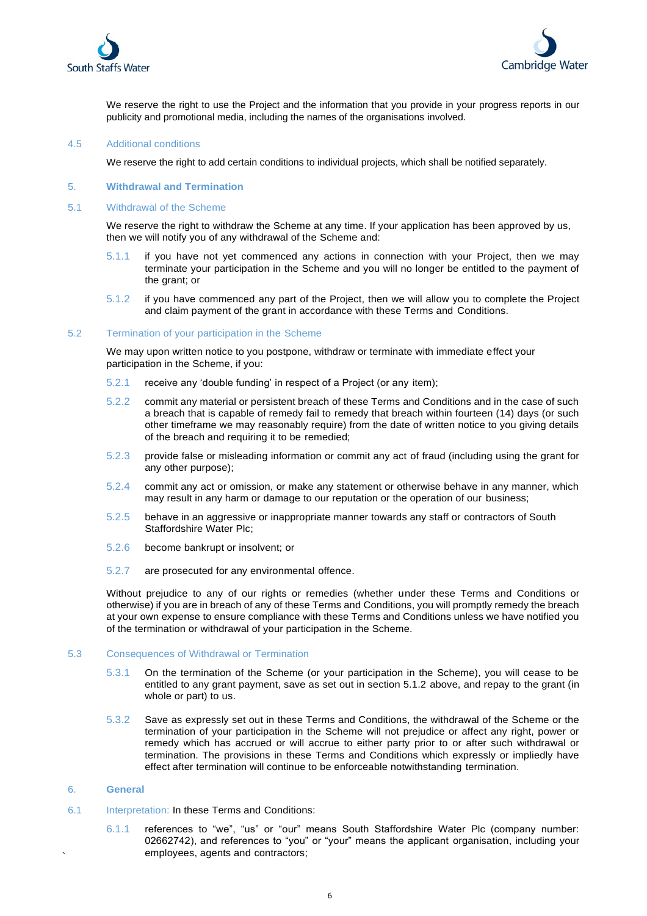We reserve the right to use the Project and the information that you provide in your progress reports in our publicity and promotional media, including the names of the organisations involved.

### 4.5 Additional conditions

We reserve the right to add certain conditions to individual projects, which shall be notified separately.

## 5. Withdrawal and Termination

### 5.1 Withdrawal of the Scheme

We reserve the right to withdraw the Scheme at any time. If your application has been approved by us, then we will notify you of any withdrawal of the Scheme and:

5.1.1 if you have not yet commenced any actions in connection with your Project, then we may terminate your participation in the Scheme and you will no longer be entitled to the payment of the grant; or

5.1.2 if you have commenced any part of the Project, then we will allow you to complete the Project and claim payment of the grant in accordance with these Terms and Conditions.

### 5.2 Termination of your participation in the Scheme

We may upon written notice to you postpone, withdraw or terminate with immediate effect your participation in the Scheme, if you:

5.2.1 receive any 'double funding' in respect of a Project (or any item);

5.2.2 commit any material or persistent breach of these Terms and Conditions and in the case of such a breach that is capable of remedy fail to remedy that breach within fourteen (14) days (or such other timeframe we may reasonably require) from the date of written notice to you giving details of the breach and requiring it to be remedied;

5.2.3 provide false or misleading information or commit any act of fraud (including using the grant for any other purpose);

5.2.4 commit any act or omission, or make any statement or otherwise behave in any manner, which may result in any harm or damage to our reputation or the operation of our business;

5.2.5 behave in an aggressive or inappropriate manner towards any staff or contractors of South Staffordshire Water Plc;

5.2.6 become bankrupt or insolvent; or

5.2.7 are prosecuted for any environmental offence.

Without prejudice to any of our rights or remedies (whether under these Terms and Conditions or otherwise) if you are in breach of any of these Terms and Conditions, you will promptly remedy the breach at your own expense to ensure compliance with these Terms and Conditions unless we have notified you of the termination or withdrawal of your participation in the Scheme.

### 5.3 Consequences of Withdrawal or Termination

5.3.1 On the termination of the Scheme (or your participation in the Scheme), you will cease to be entitled to any grant payment, save as set out in section 5.1.2 above, and repay to the grant (in whole or part) to us.

5.3.2 Save as expressly set out in these Terms and Conditions, the withdrawal of the Scheme or the termination of your participation in the Scheme will not prejudice or affect any right, power or remedy which has accrued or will accrue to either party prior to or after such withdrawal or termination. The provisions in these Terms and Conditions which expressly or impliedly have effect after termination will continue to be enforceable notwithstanding termination.

## 6. General

6.1 Interpretation: In these Terms and Conditions:

6.1.1 references to "we", "us" or "our" means South Staffordshire Water Plc (company number: 02662742), and references to "you" or "your" means the applicant organisation, including your employees, agents and contractors;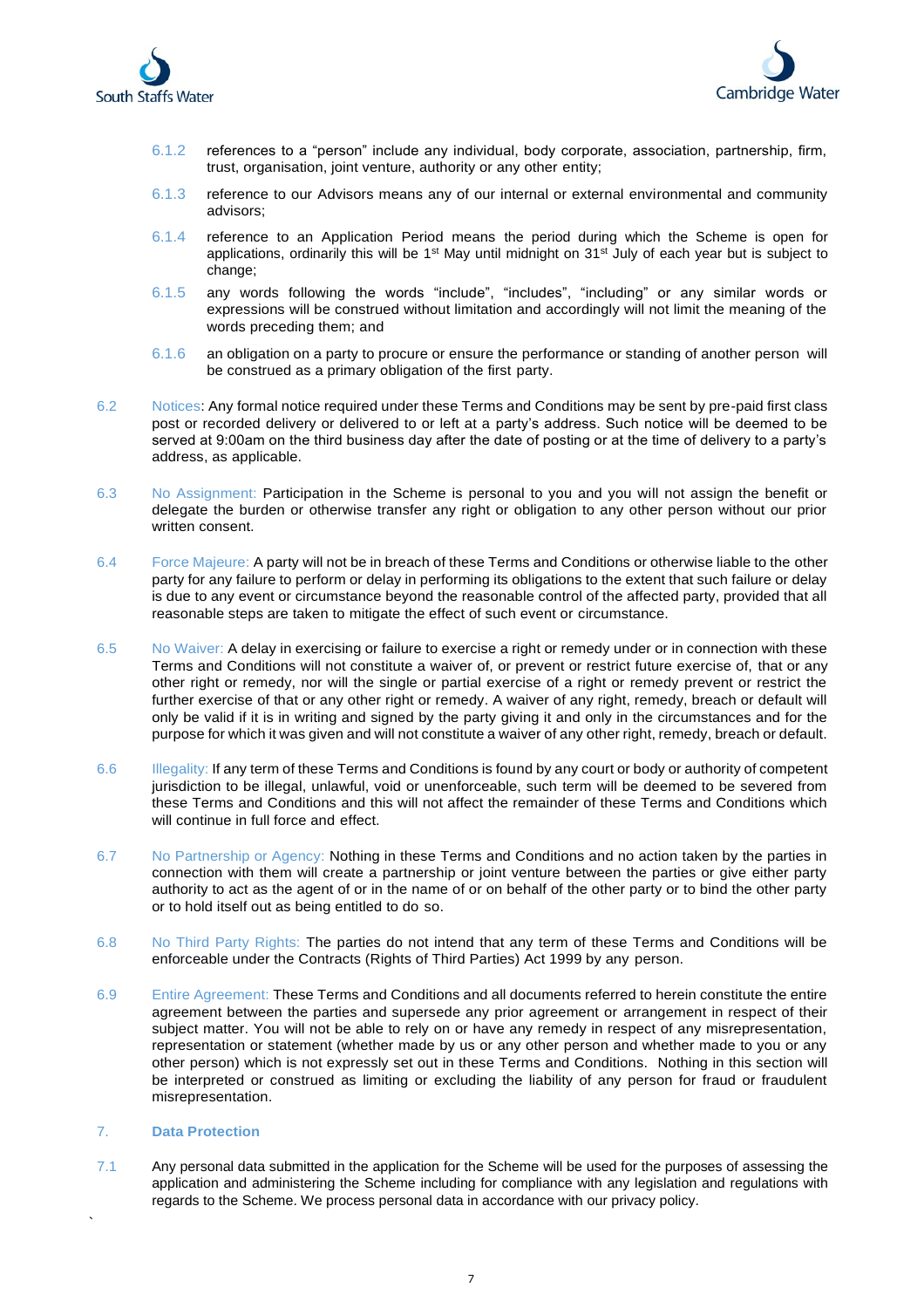6.1.2 references to a "person" include any individual, body corporate, association, partnership, firm, trust, organisation, joint venture, authority or any other entity;

6.1.3 reference to our Advisors means any of our internal or external environmental and community advisors;

6.1.4 reference to an Application Period means the period during which the Scheme is open for applications, ordinarily this will be 1st May until midnight on 31st July of each year but is subject to change;

6.1.5 any words following the words "include", "includes", "including" or any similar words or expressions will be construed without limitation and accordingly will not limit the meaning of the words preceding them; and

6.1.6 an obligation on a party to procure or ensure the performance or standing of another person will be construed as a primary obligation of the first party.

6.2 Notices: Any formal notice required under these Terms and Conditions may be sent by pre-paid first class post or recorded delivery or delivered to or left at a party's address. Such notice will be deemed to be served at 9:00am on the third business day after the date of posting or at the time of delivery to a party's address, as applicable.

6.3 No Assignment: Participation in the Scheme is personal to you and you will not assign the benefit or delegate the burden or otherwise transfer any right or obligation to any other person without our prior written consent.

6.4 Force Majeure: A party will not be in breach of these Terms and Conditions or otherwise liable to the other party for any failure to perform or delay in performing its obligations to the extent that such failure or delay is due to any event or circumstance beyond the reasonable control of the affected party, provided that all reasonable steps are taken to mitigate the effect of such event or circumstance.

6.5 No Waiver: A delay in exercising or failure to exercise a right or remedy under or in connection with these Terms and Conditions will not constitute a waiver of, or prevent or restrict future exercise of, that or any other right or remedy, nor will the single or partial exercise of a right or remedy prevent or restrict the further exercise of that or any other right or remedy. A waiver of any right, remedy, breach or default will only be valid if it is in writing and signed by the party giving it and only in the circumstances and for the purpose for which it was given and will not constitute a waiver of any other right, remedy, breach or default.

6.6 Illegality: If any term of these Terms and Conditions is found by any court or body or authority of competent jurisdiction to be illegal, unlawful, void or unenforceable, such term will be deemed to be severed from these Terms and Conditions and this will not affect the remainder of these Terms and Conditions which will continue in full force and effect.

6.7 No Partnership or Agency: Nothing in these Terms and Conditions and no action taken by the parties in connection with them will create a partnership or joint venture between the parties or give either party authority to act as the agent of or in the name of or on behalf of the other party or to bind the other party or to hold itself out as being entitled to do so.

6.8 No Third Party Rights: The parties do not intend that any term of these Terms and Conditions will be enforceable under the Contracts (Rights of Third Parties) Act 1999 by any person.

6.9 Entire Agreement: These Terms and Conditions and all documents referred to herein constitute the entire agreement between the parties and supersede any prior agreement or arrangement in respect of their subject matter. You will not be able to rely on or have any remedy in respect of any misrepresentation, representation or statement (whether made by us or any other person and whether made to you or any other person) which is not expressly set out in these Terms and Conditions. Nothing in this section will be interpreted or construed as limiting or excluding the liability of any person for fraud or fraudulent misrepresentation.

## 7. Data Protection

7.1 Any personal data submitted in the application for the Scheme will be used for the purposes of assessing the application and administering the Scheme including for compliance with any legislation and regulations with regards to the Scheme. We process personal data in accordance with our privacy policy.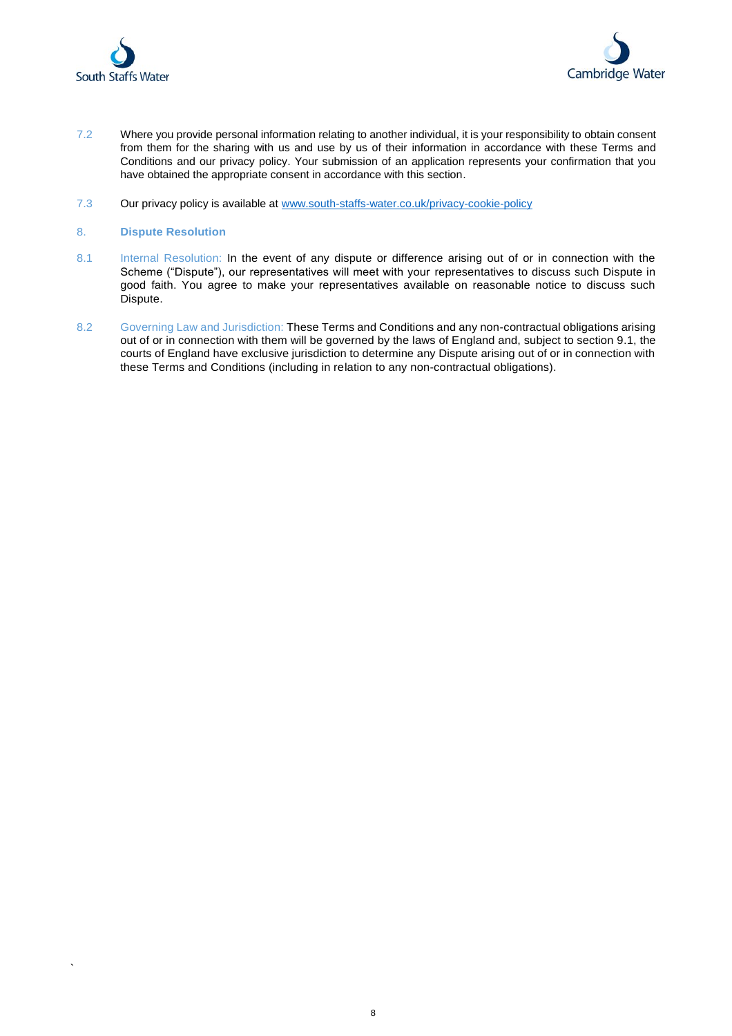7.2 Where you provide personal information relating to another individual, it is your responsibility to obtain consent from them for the sharing with us and use by us of their information in accordance with these Terms and Conditions and our privacy policy. Your submission of an application represents your confirmation that you have obtained the appropriate consent in accordance with this section.

7.3 Our privacy policy is available at [www.south-staffs-water.co.uk/privacy-cookie-policy](http://www.south-staffs-water.co.uk/privacy-cookie-policy)

## 8. Dispute Resolution

8.1 Internal Resolution: In the event of any dispute or difference arising out of or in connection with the Scheme ("Dispute"), our representatives will meet with your representatives to discuss such Dispute in good faith. You agree to make your representatives available on reasonable notice to discuss such Dispute.

8.2 Governing Law and Jurisdiction: These Terms and Conditions and any non-contractual obligations arising out of or in connection with them will be governed by the laws of England and, subject to section 9.1, the courts of England have exclusive jurisdiction to determine any Dispute arising out of or in connection with these Terms and Conditions (including in relation to any non-contractual obligations).